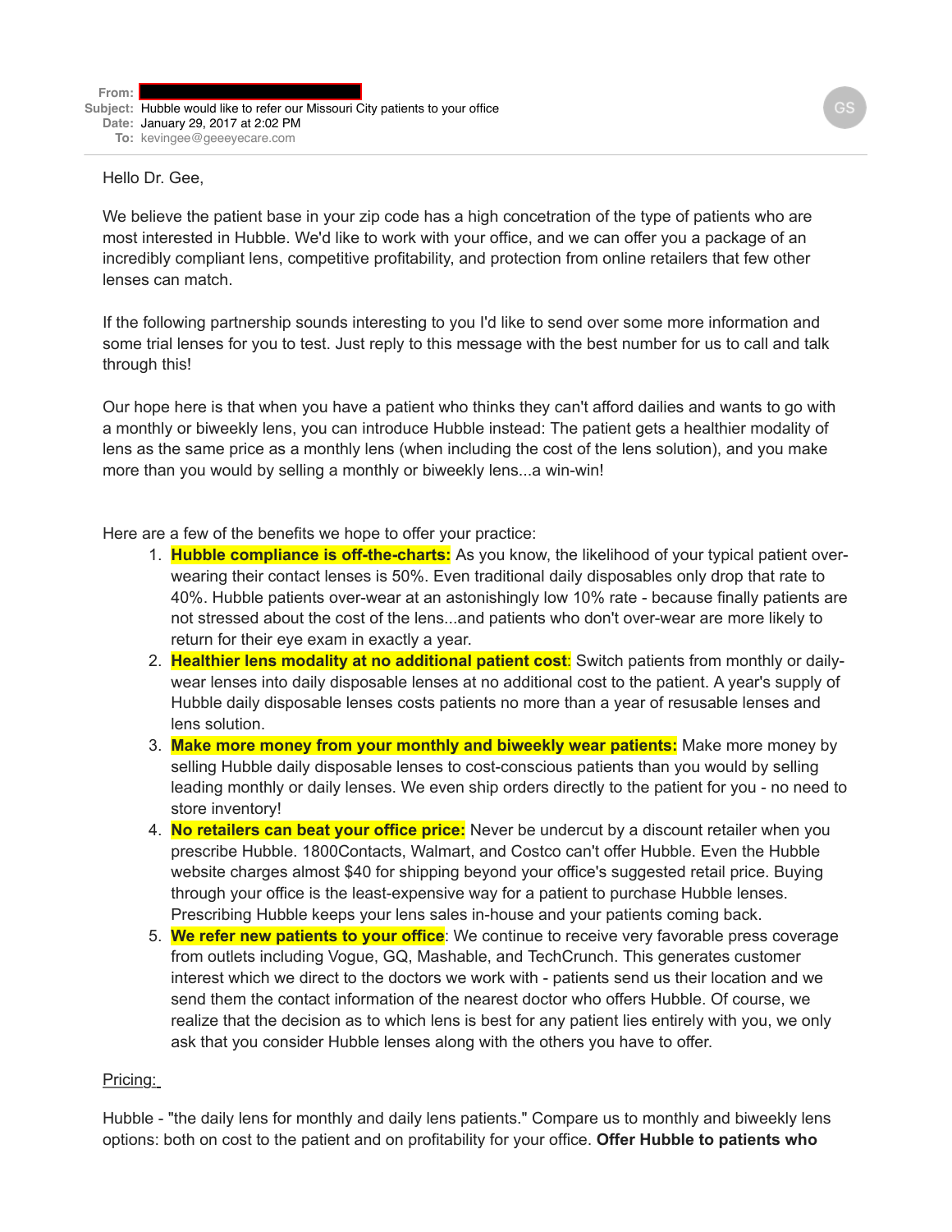**From:** 
**Subject:** Hubble would like to refer our Missouri City patients to your office
**Date:** January 29, 2017 at 2:02 PM
**To:** kevingee@geeeyecare.com

Hello Dr. Gee,

We believe the patient base in your zip code has a high concetration of the type of patients who are most interested in Hubble. We'd like to work with your office, and we can offer you a package of an incredibly compliant lens, competitive profitability, and protection from online retailers that few other lenses can match.

If the following partnership sounds interesting to you I'd like to send over some more information and some trial lenses for you to test. Just reply to this message with the best number for us to call and talk through this!

Our hope here is that when you have a patient who thinks they can't afford dailies and wants to go with a monthly or biweekly lens, you can introduce Hubble instead: The patient gets a healthier modality of lens as the same price as a monthly lens (when including the cost of the lens solution), and you make more than you would by selling a monthly or biweekly lens...a win-win!

Here are a few of the benefits we hope to offer your practice:

1. **Hubble compliance is off-the-charts:** As you know, the likelihood of your typical patient over-wearing their contact lenses is 50%. Even traditional daily disposables only drop that rate to 40%. Hubble patients over-wear at an astonishingly low 10% rate - because finally patients are not stressed about the cost of the lens...and patients who don't over-wear are more likely to return for their eye exam in exactly a year.
2. **Healthier lens modality at no additional patient cost**: Switch patients from monthly or daily-wear lenses into daily disposable lenses at no additional cost to the patient. A year's supply of Hubble daily disposable lenses costs patients no more than a year of resusable lenses and lens solution.
3. **Make more money from your monthly and biweekly wear patients:** Make more money by selling Hubble daily disposable lenses to cost-conscious patients than you would by selling leading monthly or daily lenses. We even ship orders directly to the patient for you - no need to store inventory!
4. **No retailers can beat your office price:** Never be undercut by a discount retailer when you prescribe Hubble. 1800Contacts, Walmart, and Costco can't offer Hubble. Even the Hubble website charges almost $40 for shipping beyond your office's suggested retail price. Buying through your office is the least-expensive way for a patient to purchase Hubble lenses. Prescribing Hubble keeps your lens sales in-house and your patients coming back.
5. **We refer new patients to your office**: We continue to receive very favorable press coverage from outlets including Vogue, GQ, Mashable, and TechCrunch. This generates customer interest which we direct to the doctors we work with - patients send us their location and we send them the contact information of the nearest doctor who offers Hubble. Of course, we realize that the decision as to which lens is best for any patient lies entirely with you, we only ask that you consider Hubble lenses along with the others you have to offer.

Pricing:

Hubble - "the daily lens for monthly and daily lens patients." Compare us to monthly and biweekly lens options: both on cost to the patient and on profitability for your office. **Offer Hubble to patients who**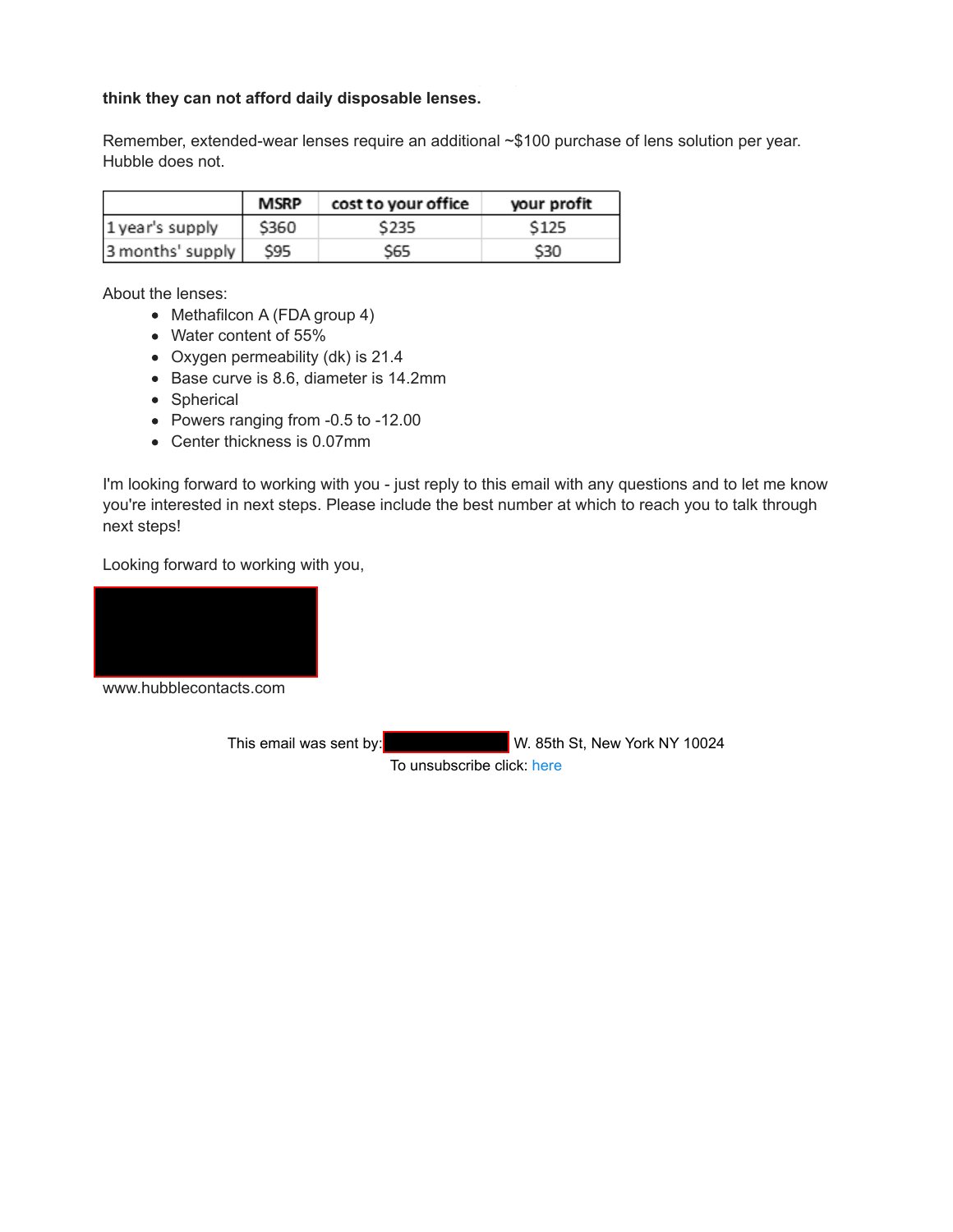**think they can not afford daily disposable lenses.**

Remember, extended-wear lenses require an additional ~$100 purchase of lens solution per year. Hubble does not.

| | MSRP | cost to your office | your profit |
|---|---|---|---|
| 1 year's supply | $360 | $235 | $125 |
| 3 months' supply | $95 | $65 | $30 |

About the lenses:

- Methafilcon A (FDA group 4)
- Water content of 55%
- Oxygen permeability (dk) is 21.4
- Base curve is 8.6, diameter is 14.2mm
- Spherical
- Powers ranging from -0.5 to -12.00
- Center thickness is 0.07mm

I'm looking forward to working with you - just reply to this email with any questions and to let me know you're interested in next steps. Please include the best number at which to reach you to talk through next steps!

Looking forward to working with you,

www.hubblecontacts.com

This email was sent by: W. 85th St, New York NY 10024

To unsubscribe click: here